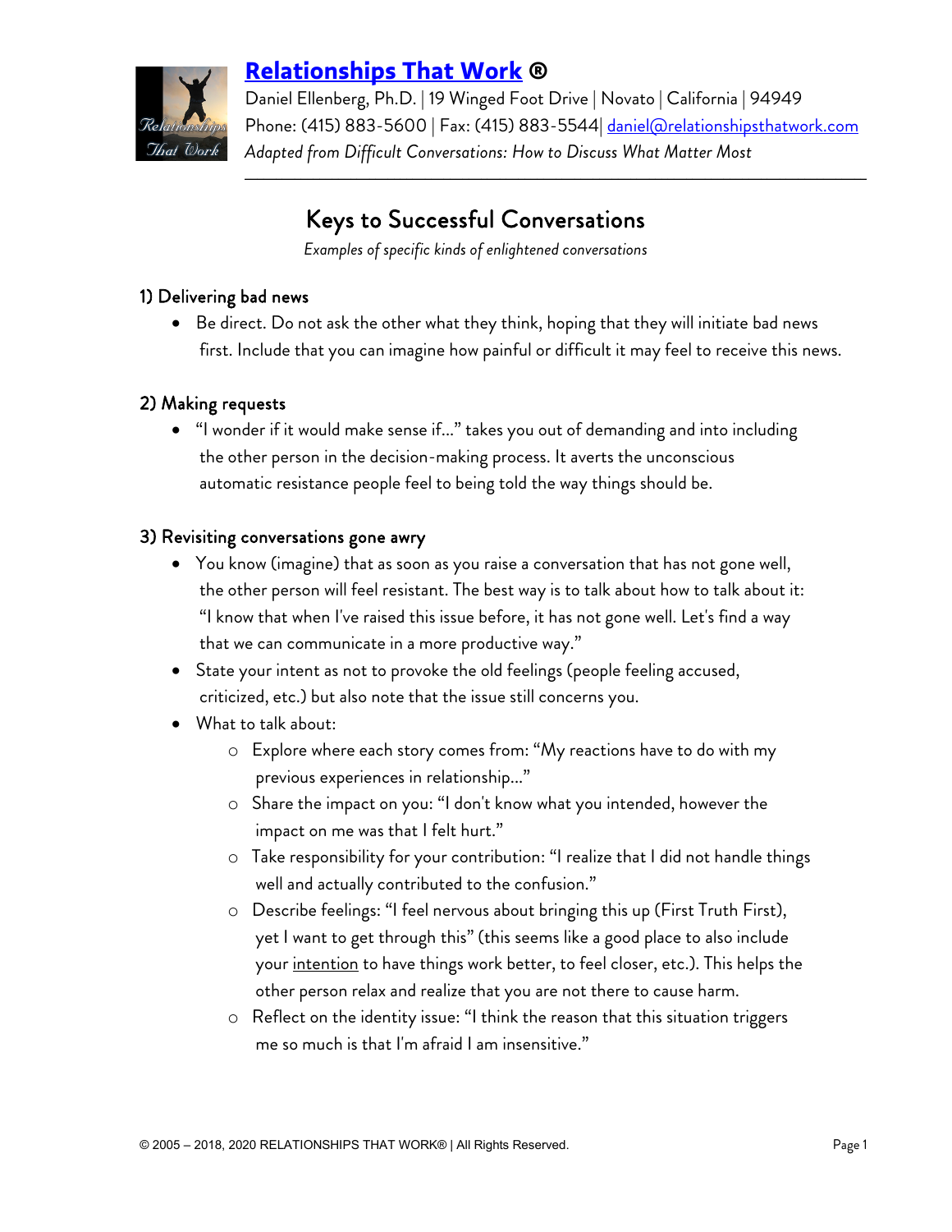**[Relationships That Work](http://www.relationshipsthatwork.com) ®**
Daniel Ellenberg, Ph.D. | 19 Winged Foot Drive | Novato | California | 94949
Phone: (415) 883-5600 | Fax: (415) 883-5544| daniel@relationshipsthatwork.com
*Adapted from Difficult Conversations: How to Discuss What Matter Most*

---

# Keys to Successful Conversations

*Examples of specific kinds of enlightened conversations*

## 1) Delivering bad news

- Be direct. Do not ask the other what they think, hoping that they will initiate bad news first. Include that you can imagine how painful or difficult it may feel to receive this news.

## 2) Making requests

- "I wonder if it would make sense if…" takes you out of demanding and into including the other person in the decision-making process. It averts the unconscious automatic resistance people feel to being told the way things should be.

## 3) Revisiting conversations gone awry

- You know (imagine) that as soon as you raise a conversation that has not gone well, the other person will feel resistant. The best way is to talk about how to talk about it: "I know that when I've raised this issue before, it has not gone well. Let's find a way that we can communicate in a more productive way."
- State your intent as not to provoke the old feelings (people feeling accused, criticized, etc.) but also note that the issue still concerns you.
- What to talk about:
  - Explore where each story comes from: "My reactions have to do with my previous experiences in relationship…"
  - Share the impact on you: "I don't know what you intended, however the impact on me was that I felt hurt."
  - Take responsibility for your contribution: "I realize that I did not handle things well and actually contributed to the confusion."
  - Describe feelings: "I feel nervous about bringing this up (First Truth First), yet I want to get through this" (this seems like a good place to also include your <u>intention</u> to have things work better, to feel closer, etc.). This helps the other person relax and realize that you are not there to cause harm.
  - Reflect on the identity issue: "I think the reason that this situation triggers me so much is that I'm afraid I am insensitive."

© 2005 – 2018, 2020 RELATIONSHIPS THAT WORK® | All Rights Reserved.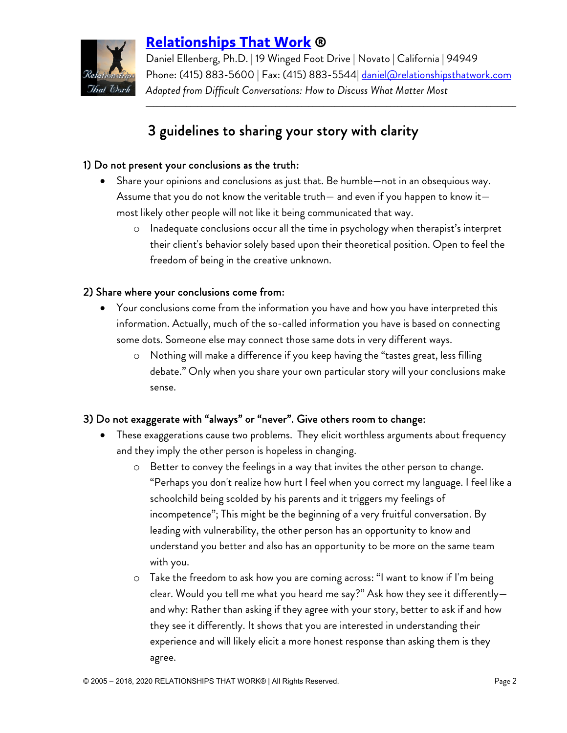# Relationships That Work ®

Daniel Ellenberg, Ph.D. | 19 Winged Foot Drive | Novato | California | 94949
Phone: (415) 883-5600 | Fax: (415) 883-5544| daniel@relationshipsthatwork.com
*Adapted from Difficult Conversations: How to Discuss What Matter Most*

---

## 3 guidelines to sharing your story with clarity

### 1) Do not present your conclusions as the truth:

- Share your opinions and conclusions as just that. Be humble—not in an obsequious way. Assume that you do not know the veritable truth— and even if you happen to know it—most likely other people will not like it being communicated that way.
    - Inadequate conclusions occur all the time in psychology when therapist's interpret their client's behavior solely based upon their theoretical position. Open to feel the freedom of being in the creative unknown.

### 2) Share where your conclusions come from:

- Your conclusions come from the information you have and how you have interpreted this information. Actually, much of the so-called information you have is based on connecting some dots. Someone else may connect those same dots in very different ways.
    - Nothing will make a difference if you keep having the "tastes great, less filling debate." Only when you share your own particular story will your conclusions make sense.

### 3) Do not exaggerate with "always" or "never". Give others room to change:

- These exaggerations cause two problems. They elicit worthless arguments about frequency and they imply the other person is hopeless in changing.
    - Better to convey the feelings in a way that invites the other person to change. "Perhaps you don't realize how hurt I feel when you correct my language. I feel like a schoolchild being scolded by his parents and it triggers my feelings of incompetence"; This might be the beginning of a very fruitful conversation. By leading with vulnerability, the other person has an opportunity to know and understand you better and also has an opportunity to be more on the same team with you.
    - Take the freedom to ask how you are coming across: "I want to know if I'm being clear. Would you tell me what you heard me say?" Ask how they see it differently—and why: Rather than asking if they agree with your story, better to ask if and how they see it differently. It shows that you are interested in understanding their experience and will likely elicit a more honest response than asking them is they agree.

© 2005 – 2018, 2020 RELATIONSHIPS THAT WORK® | All Rights Reserved.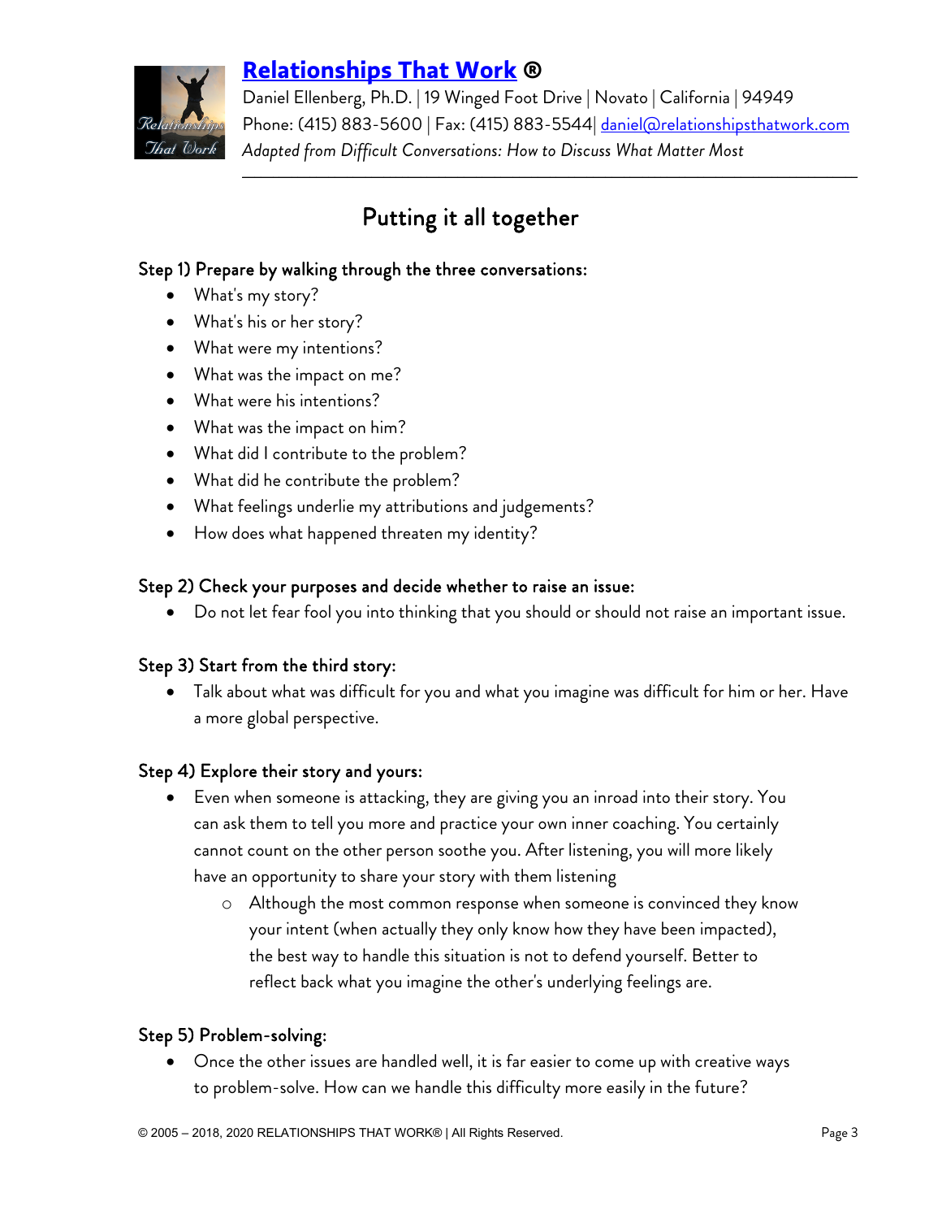# Putting it all together

**Step 1) Prepare by walking through the three conversations:**

- What's my story?
- What's his or her story?
- What were my intentions?
- What was the impact on me?
- What were his intentions?
- What was the impact on him?
- What did I contribute to the problem?
- What did he contribute the problem?
- What feelings underlie my attributions and judgements?
- How does what happened threaten my identity?

**Step 2) Check your purposes and decide whether to raise an issue:**

- Do not let fear fool you into thinking that you should or should not raise an important issue.

**Step 3) Start from the third story:**

- Talk about what was difficult for you and what you imagine was difficult for him or her. Have a more global perspective.

**Step 4) Explore their story and yours:**

- Even when someone is attacking, they are giving you an inroad into their story. You can ask them to tell you more and practice your own inner coaching. You certainly cannot count on the other person soothe you. After listening, you will more likely have an opportunity to share your story with them listening
  - Although the most common response when someone is convinced they know your intent (when actually they only know how they have been impacted), the best way to handle this situation is not to defend yourself. Better to reflect back what you imagine the other's underlying feelings are.

**Step 5) Problem-solving:**

- Once the other issues are handled well, it is far easier to come up with creative ways to problem-solve. How can we handle this difficulty more easily in the future?